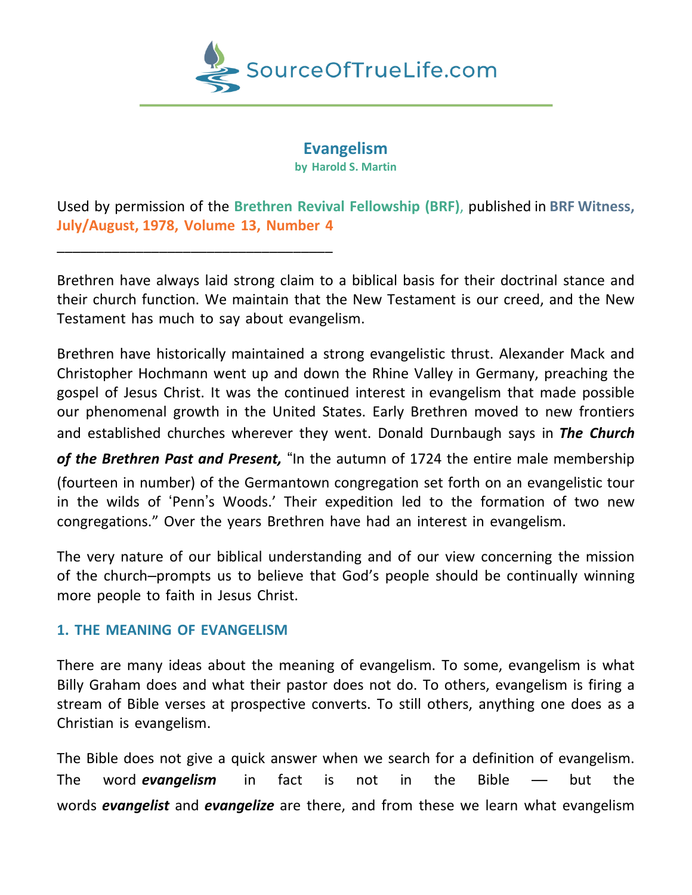# Evangelism

**by Harold S. Martin**

Used by permission of the **Brethren Revival Fellowship (BRF)**, published in **BRF Witness, July/August, 1978, Volume 13, Number 4**

___________________________________

Brethren have always laid strong claim to a biblical basis for their doctrinal stance and their church function. We maintain that the New Testament is our creed, and the New Testament has much to say about evangelism.

Brethren have historically maintained a strong evangelistic thrust. Alexander Mack and Christopher Hochmann went up and down the Rhine Valley in Germany, preaching the gospel of Jesus Christ. It was the continued interest in evangelism that made possible our phenomenal growth in the United States. Early Brethren moved to new frontiers and established churches wherever they went. Donald Durnbaugh says in ***The Church of the Brethren Past and Present,*** "In the autumn of 1724 the entire male membership (fourteen in number) of the Germantown congregation set forth on an evangelistic tour in the wilds of 'Penn's Woods.' Their expedition led to the formation of two new congregations." Over the years Brethren have had an interest in evangelism.

The very nature of our biblical understanding and of our view concerning the mission of the church–prompts us to believe that God's people should be continually winning more people to faith in Jesus Christ.

## 1. THE MEANING OF EVANGELISM

There are many ideas about the meaning of evangelism. To some, evangelism is what Billy Graham does and what their pastor does not do. To others, evangelism is firing a stream of Bible verses at prospective converts. To still others, anything one does as a Christian is evangelism.

The Bible does not give a quick answer when we search for a definition of evangelism. The word ***evangelism*** in fact is not in the Bible — but the words ***evangelist*** and ***evangelize*** are there, and from these we learn what evangelism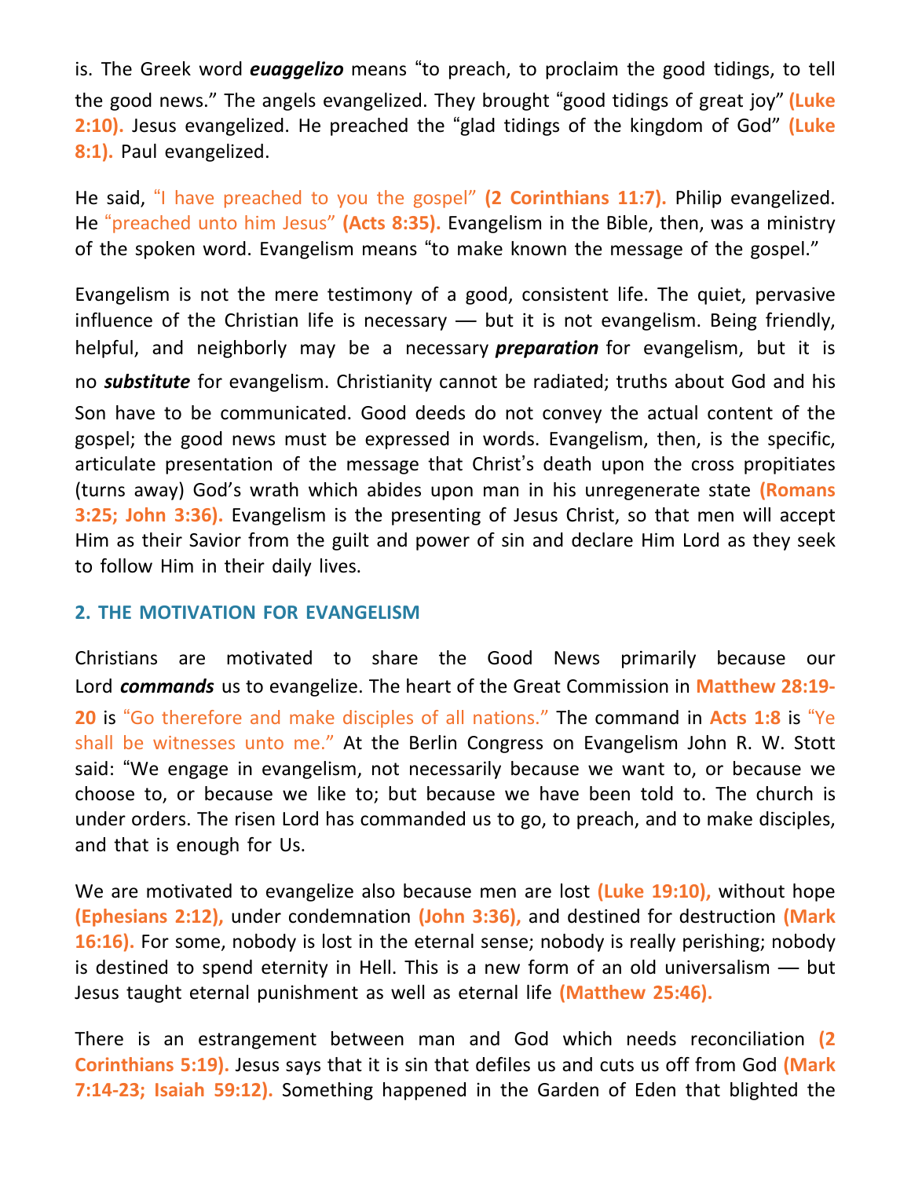is. The Greek word ***euaggelizo*** means "to preach, to proclaim the good tidings, to tell the good news." The angels evangelized. They brought "good tidings of great joy" **(Luke 2:10).** Jesus evangelized. He preached the "glad tidings of the kingdom of God" **(Luke 8:1).** Paul evangelized.

He said, "I have preached to you the gospel" **(2 Corinthians 11:7).** Philip evangelized. He "preached unto him Jesus" **(Acts 8:35).** Evangelism in the Bible, then, was a ministry of the spoken word. Evangelism means "to make known the message of the gospel."

Evangelism is not the mere testimony of a good, consistent life. The quiet, pervasive influence of the Christian life is necessary — but it is not evangelism. Being friendly, helpful, and neighborly may be a necessary ***preparation*** for evangelism, but it is no ***substitute*** for evangelism. Christianity cannot be radiated; truths about God and his Son have to be communicated. Good deeds do not convey the actual content of the gospel; the good news must be expressed in words. Evangelism, then, is the specific, articulate presentation of the message that Christ's death upon the cross propitiates (turns away) God's wrath which abides upon man in his unregenerate state **(Romans 3:25; John 3:36).** Evangelism is the presenting of Jesus Christ, so that men will accept Him as their Savior from the guilt and power of sin and declare Him Lord as they seek to follow Him in their daily lives.

## 2. THE MOTIVATION FOR EVANGELISM

Christians are motivated to share the Good News primarily because our Lord ***commands*** us to evangelize. The heart of the Great Commission in **Matthew 28:19-20** is "Go therefore and make disciples of all nations." The command in **Acts 1:8** is "Ye shall be witnesses unto me." At the Berlin Congress on Evangelism John R. W. Stott said: "We engage in evangelism, not necessarily because we want to, or because we choose to, or because we like to; but because we have been told to. The church is under orders. The risen Lord has commanded us to go, to preach, and to make disciples, and that is enough for Us.

We are motivated to evangelize also because men are lost **(Luke 19:10),** without hope **(Ephesians 2:12),** under condemnation **(John 3:36),** and destined for destruction **(Mark 16:16).** For some, nobody is lost in the eternal sense; nobody is really perishing; nobody is destined to spend eternity in Hell. This is a new form of an old universalism — but Jesus taught eternal punishment as well as eternal life **(Matthew 25:46).**

There is an estrangement between man and God which needs reconciliation **(2 Corinthians 5:19).** Jesus says that it is sin that defiles us and cuts us off from God **(Mark 7:14-23; Isaiah 59:12).** Something happened in the Garden of Eden that blighted the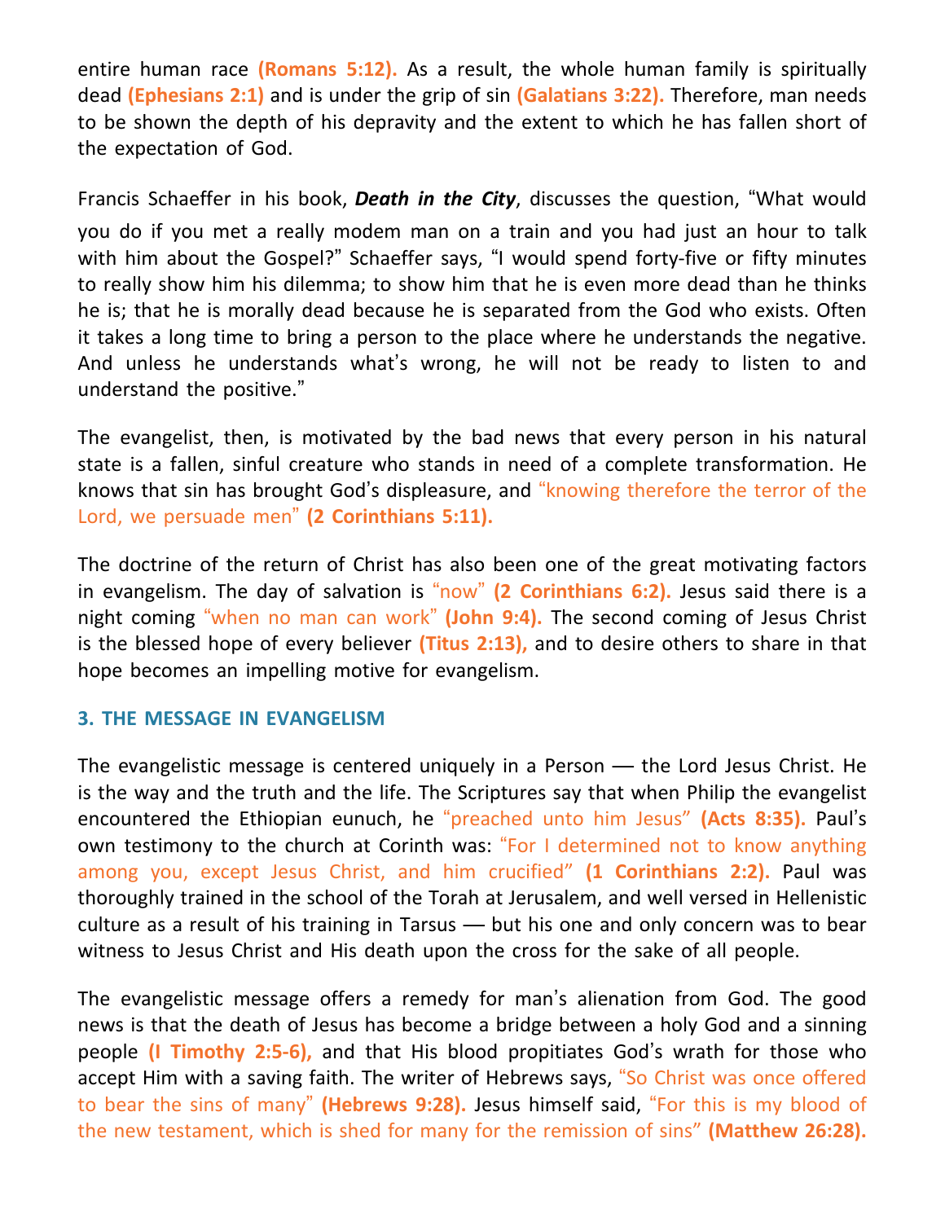entire human race **(Romans 5:12).** As a result, the whole human family is spiritually dead **(Ephesians 2:1)** and is under the grip of sin **(Galatians 3:22).** Therefore, man needs to be shown the depth of his depravity and the extent to which he has fallen short of the expectation of God.

Francis Schaeffer in his book, ***Death in the City***, discusses the question, "What would you do if you met a really modem man on a train and you had just an hour to talk with him about the Gospel?" Schaeffer says, "I would spend forty-five or fifty minutes to really show him his dilemma; to show him that he is even more dead than he thinks he is; that he is morally dead because he is separated from the God who exists. Often it takes a long time to bring a person to the place where he understands the negative. And unless he understands what's wrong, he will not be ready to listen to and understand the positive."

The evangelist, then, is motivated by the bad news that every person in his natural state is a fallen, sinful creature who stands in need of a complete transformation. He knows that sin has brought God's displeasure, and "knowing therefore the terror of the Lord, we persuade men" **(2 Corinthians 5:11).**

The doctrine of the return of Christ has also been one of the great motivating factors in evangelism. The day of salvation is "now" **(2 Corinthians 6:2).** Jesus said there is a night coming "when no man can work" **(John 9:4).** The second coming of Jesus Christ is the blessed hope of every believer **(Titus 2:13),** and to desire others to share in that hope becomes an impelling motive for evangelism.

### 3. THE MESSAGE IN EVANGELISM

The evangelistic message is centered uniquely in a Person — the Lord Jesus Christ. He is the way and the truth and the life. The Scriptures say that when Philip the evangelist encountered the Ethiopian eunuch, he "preached unto him Jesus" **(Acts 8:35).** Paul's own testimony to the church at Corinth was: "For I determined not to know anything among you, except Jesus Christ, and him crucified" **(1 Corinthians 2:2).** Paul was thoroughly trained in the school of the Torah at Jerusalem, and well versed in Hellenistic culture as a result of his training in Tarsus — but his one and only concern was to bear witness to Jesus Christ and His death upon the cross for the sake of all people.

The evangelistic message offers a remedy for man's alienation from God. The good news is that the death of Jesus has become a bridge between a holy God and a sinning people **(I Timothy 2:5-6),** and that His blood propitiates God's wrath for those who accept Him with a saving faith. The writer of Hebrews says, "So Christ was once offered to bear the sins of many" **(Hebrews 9:28).** Jesus himself said, "For this is my blood of the new testament, which is shed for many for the remission of sins" **(Matthew 26:28).**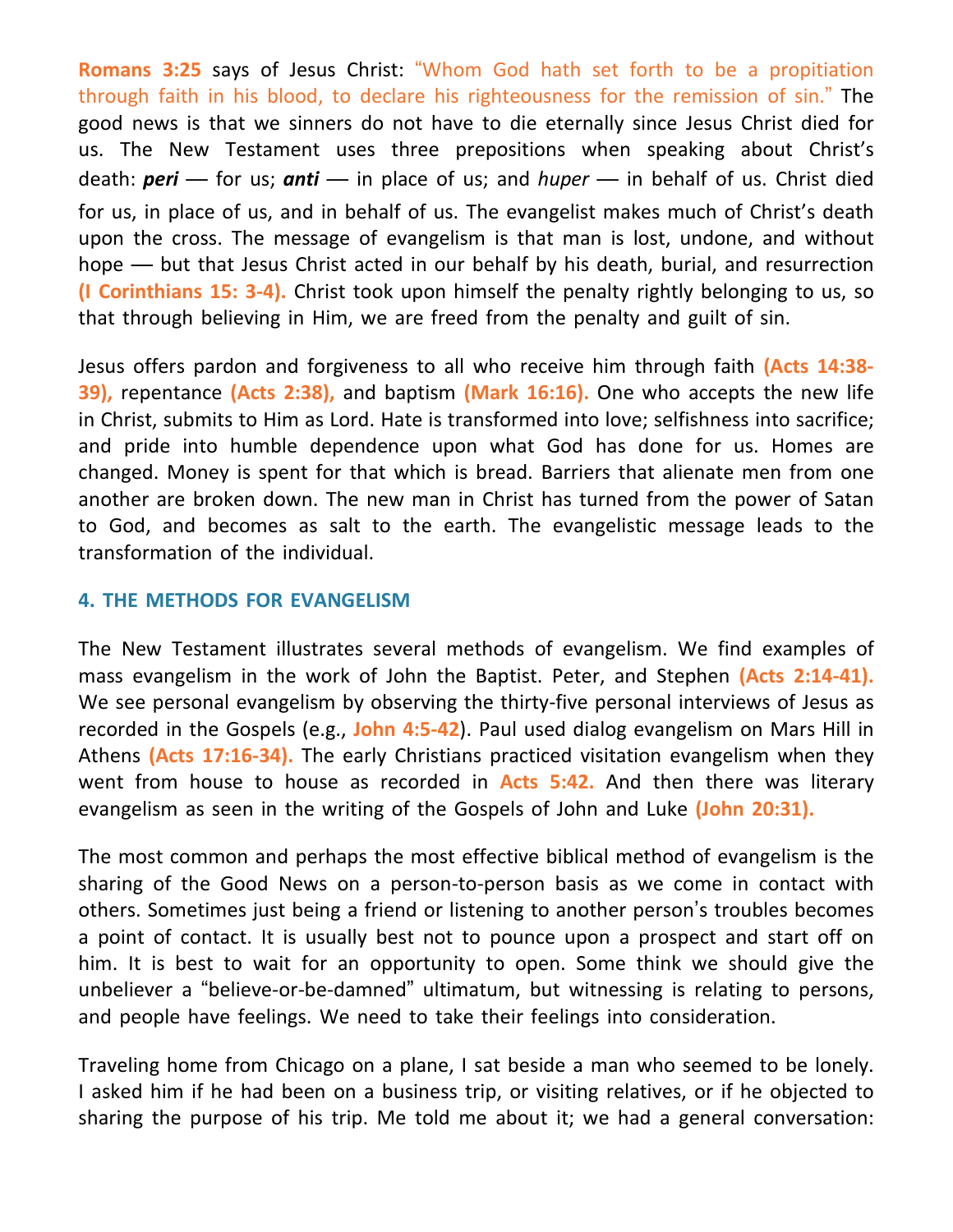**Romans 3:25** says of Jesus Christ: "Whom God hath set forth to be a propitiation through faith in his blood, to declare his righteousness for the remission of sin." The good news is that we sinners do not have to die eternally since Jesus Christ died for us. The New Testament uses three prepositions when speaking about Christ's death: ***peri*** — for us; ***anti*** — in place of us; and *huper* — in behalf of us. Christ died for us, in place of us, and in behalf of us. The evangelist makes much of Christ's death upon the cross. The message of evangelism is that man is lost, undone, and without hope — but that Jesus Christ acted in our behalf by his death, burial, and resurrection **(I Corinthians 15: 3-4).** Christ took upon himself the penalty rightly belonging to us, so that through believing in Him, we are freed from the penalty and guilt of sin.

Jesus offers pardon and forgiveness to all who receive him through faith **(Acts 14:38-39),** repentance **(Acts 2:38),** and baptism **(Mark 16:16).** One who accepts the new life in Christ, submits to Him as Lord. Hate is transformed into love; selfishness into sacrifice; and pride into humble dependence upon what God has done for us. Homes are changed. Money is spent for that which is bread. Barriers that alienate men from one another are broken down. The new man in Christ has turned from the power of Satan to God, and becomes as salt to the earth. The evangelistic message leads to the transformation of the individual.

### 4. THE METHODS FOR EVANGELISM

The New Testament illustrates several methods of evangelism. We find examples of mass evangelism in the work of John the Baptist. Peter, and Stephen **(Acts 2:14-41).** We see personal evangelism by observing the thirty-five personal interviews of Jesus as recorded in the Gospels (e.g., **John 4:5-42**). Paul used dialog evangelism on Mars Hill in Athens **(Acts 17:16-34).** The early Christians practiced visitation evangelism when they went from house to house as recorded in **Acts 5:42.** And then there was literary evangelism as seen in the writing of the Gospels of John and Luke **(John 20:31).**

The most common and perhaps the most effective biblical method of evangelism is the sharing of the Good News on a person-to-person basis as we come in contact with others. Sometimes just being a friend or listening to another person's troubles becomes a point of contact. It is usually best not to pounce upon a prospect and start off on him. It is best to wait for an opportunity to open. Some think we should give the unbeliever a "believe-or-be-damned" ultimatum, but witnessing is relating to persons, and people have feelings. We need to take their feelings into consideration.

Traveling home from Chicago on a plane, I sat beside a man who seemed to be lonely. I asked him if he had been on a business trip, or visiting relatives, or if he objected to sharing the purpose of his trip. Me told me about it; we had a general conversation: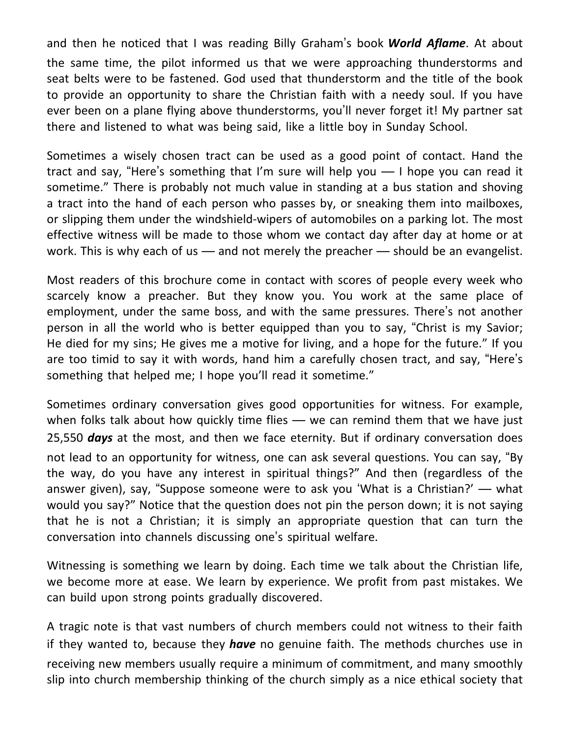and then he noticed that I was reading Billy Graham's book ***World Aflame***. At about the same time, the pilot informed us that we were approaching thunderstorms and seat belts were to be fastened. God used that thunderstorm and the title of the book to provide an opportunity to share the Christian faith with a needy soul. If you have ever been on a plane flying above thunderstorms, you'll never forget it! My partner sat there and listened to what was being said, like a little boy in Sunday School.

Sometimes a wisely chosen tract can be used as a good point of contact. Hand the tract and say, "Here's something that I'm sure will help you — I hope you can read it sometime." There is probably not much value in standing at a bus station and shoving a tract into the hand of each person who passes by, or sneaking them into mailboxes, or slipping them under the windshield-wipers of automobiles on a parking lot. The most effective witness will be made to those whom we contact day after day at home or at work. This is why each of us — and not merely the preacher — should be an evangelist.

Most readers of this brochure come in contact with scores of people every week who scarcely know a preacher. But they know you. You work at the same place of employment, under the same boss, and with the same pressures. There's not another person in all the world who is better equipped than you to say, "Christ is my Savior; He died for my sins; He gives me a motive for living, and a hope for the future." If you are too timid to say it with words, hand him a carefully chosen tract, and say, "Here's something that helped me; I hope you'll read it sometime."

Sometimes ordinary conversation gives good opportunities for witness. For example, when folks talk about how quickly time flies — we can remind them that we have just 25,550 ***days*** at the most, and then we face eternity. But if ordinary conversation does not lead to an opportunity for witness, one can ask several questions. You can say, "By the way, do you have any interest in spiritual things?" And then (regardless of the answer given), say, "Suppose someone were to ask you 'What is a Christian?' — what would you say?" Notice that the question does not pin the person down; it is not saying that he is not a Christian; it is simply an appropriate question that can turn the conversation into channels discussing one's spiritual welfare.

Witnessing is something we learn by doing. Each time we talk about the Christian life, we become more at ease. We learn by experience. We profit from past mistakes. We can build upon strong points gradually discovered.

A tragic note is that vast numbers of church members could not witness to their faith if they wanted to, because they ***have*** no genuine faith. The methods churches use in receiving new members usually require a minimum of commitment, and many smoothly slip into church membership thinking of the church simply as a nice ethical society that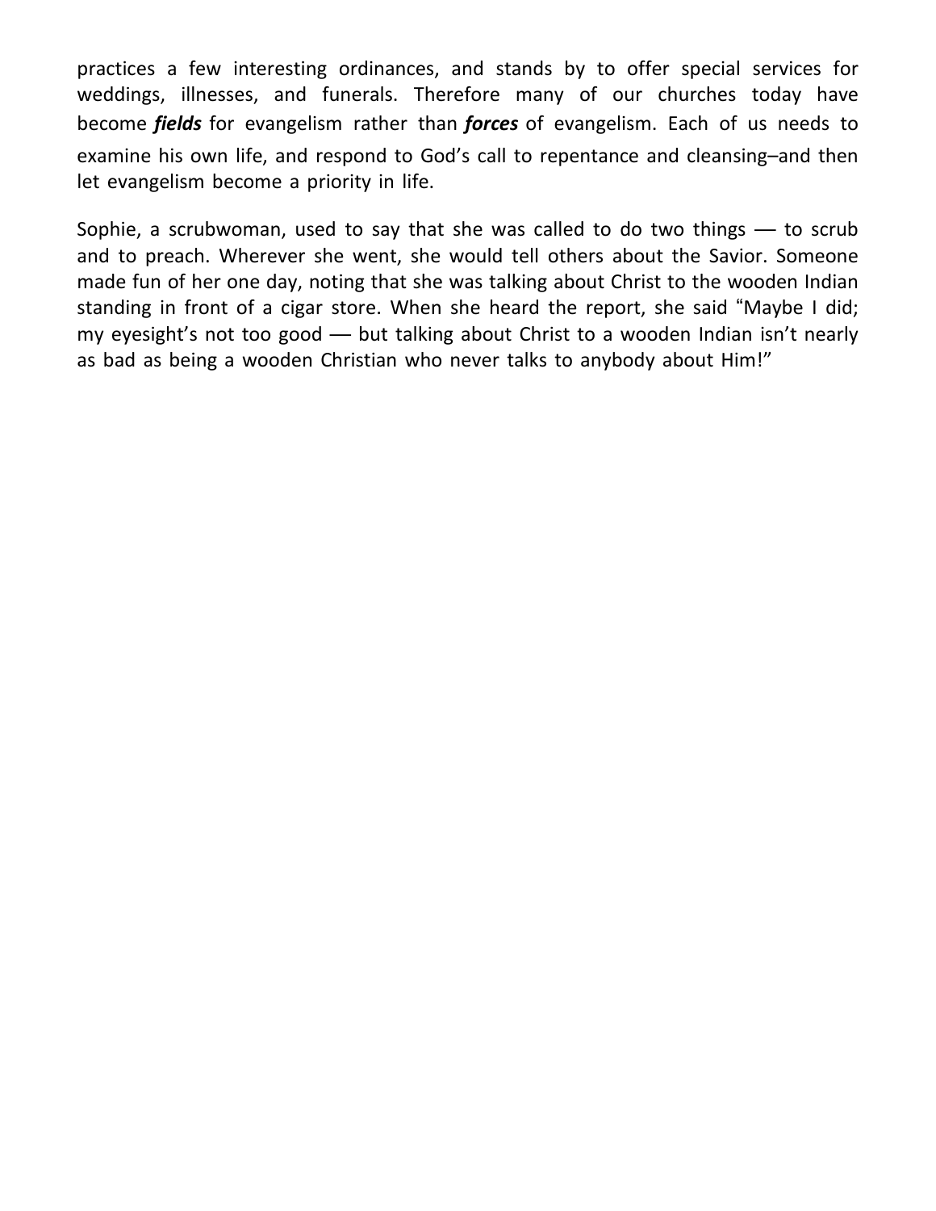practices a few interesting ordinances, and stands by to offer special services for weddings, illnesses, and funerals. Therefore many of our churches today have become ***fields*** for evangelism rather than ***forces*** of evangelism. Each of us needs to examine his own life, and respond to God's call to repentance and cleansing–and then let evangelism become a priority in life.

Sophie, a scrubwoman, used to say that she was called to do two things — to scrub and to preach. Wherever she went, she would tell others about the Savior. Someone made fun of her one day, noting that she was talking about Christ to the wooden Indian standing in front of a cigar store. When she heard the report, she said "Maybe I did; my eyesight's not too good — but talking about Christ to a wooden Indian isn't nearly as bad as being a wooden Christian who never talks to anybody about Him!"